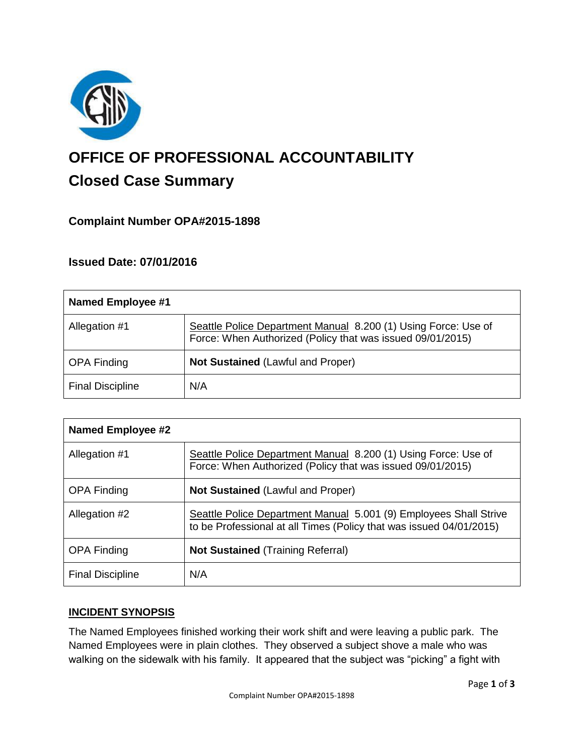# OFFICE OF PROFESSIONAL ACCOUNTABILITY

## Closed Case Summary

### Complaint Number OPA#2015-1898

### Issued Date: 07/01/2016

| Named Employee #1 | |
|---|---|
| Allegation #1 | Seattle Police Department Manual 8.200 (1) Using Force: Use of Force: When Authorized (Policy that was issued 09/01/2015) |
| OPA Finding | **Not Sustained** (Lawful and Proper) |
| Final Discipline | N/A |

| Named Employee #2 | |
|---|---|
| Allegation #1 | Seattle Police Department Manual 8.200 (1) Using Force: Use of Force: When Authorized (Policy that was issued 09/01/2015) |
| OPA Finding | **Not Sustained** (Lawful and Proper) |
| Allegation #2 | Seattle Police Department Manual 5.001 (9) Employees Shall Strive to be Professional at all Times (Policy that was issued 04/01/2015) |
| OPA Finding | **Not Sustained** (Training Referral) |
| Final Discipline | N/A |

## INCIDENT SYNOPSIS

The Named Employees finished working their work shift and were leaving a public park. The Named Employees were in plain clothes. They observed a subject shove a male who was walking on the sidewalk with his family. It appeared that the subject was "picking" a fight with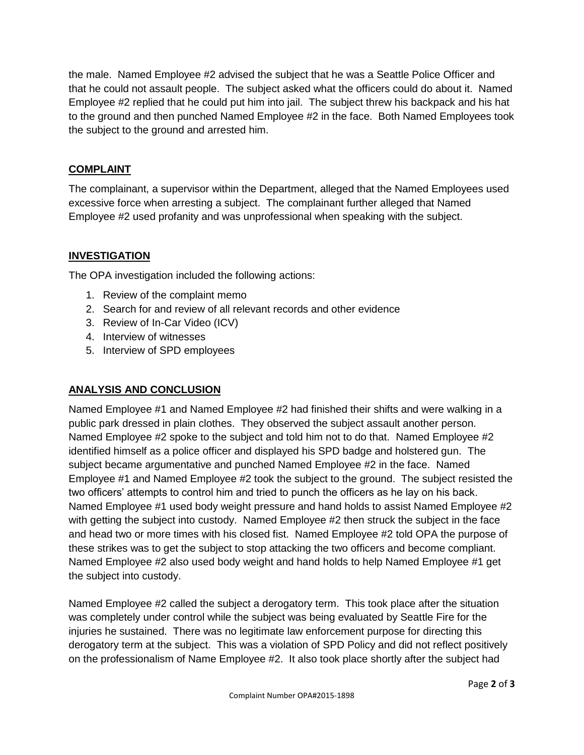the male. Named Employee #2 advised the subject that he was a Seattle Police Officer and that he could not assault people. The subject asked what the officers could do about it. Named Employee #2 replied that he could put him into jail. The subject threw his backpack and his hat to the ground and then punched Named Employee #2 in the face. Both Named Employees took the subject to the ground and arrested him.

## COMPLAINT

The complainant, a supervisor within the Department, alleged that the Named Employees used excessive force when arresting a subject. The complainant further alleged that Named Employee #2 used profanity and was unprofessional when speaking with the subject.

## INVESTIGATION

The OPA investigation included the following actions:

1. Review of the complaint memo
2. Search for and review of all relevant records and other evidence
3. Review of In-Car Video (ICV)
4. Interview of witnesses
5. Interview of SPD employees

## ANALYSIS AND CONCLUSION

Named Employee #1 and Named Employee #2 had finished their shifts and were walking in a public park dressed in plain clothes. They observed the subject assault another person. Named Employee #2 spoke to the subject and told him not to do that. Named Employee #2 identified himself as a police officer and displayed his SPD badge and holstered gun. The subject became argumentative and punched Named Employee #2 in the face. Named Employee #1 and Named Employee #2 took the subject to the ground. The subject resisted the two officers' attempts to control him and tried to punch the officers as he lay on his back. Named Employee #1 used body weight pressure and hand holds to assist Named Employee #2 with getting the subject into custody. Named Employee #2 then struck the subject in the face and head two or more times with his closed fist. Named Employee #2 told OPA the purpose of these strikes was to get the subject to stop attacking the two officers and become compliant. Named Employee #2 also used body weight and hand holds to help Named Employee #1 get the subject into custody.

Named Employee #2 called the subject a derogatory term. This took place after the situation was completely under control while the subject was being evaluated by Seattle Fire for the injuries he sustained. There was no legitimate law enforcement purpose for directing this derogatory term at the subject. This was a violation of SPD Policy and did not reflect positively on the professionalism of Name Employee #2. It also took place shortly after the subject had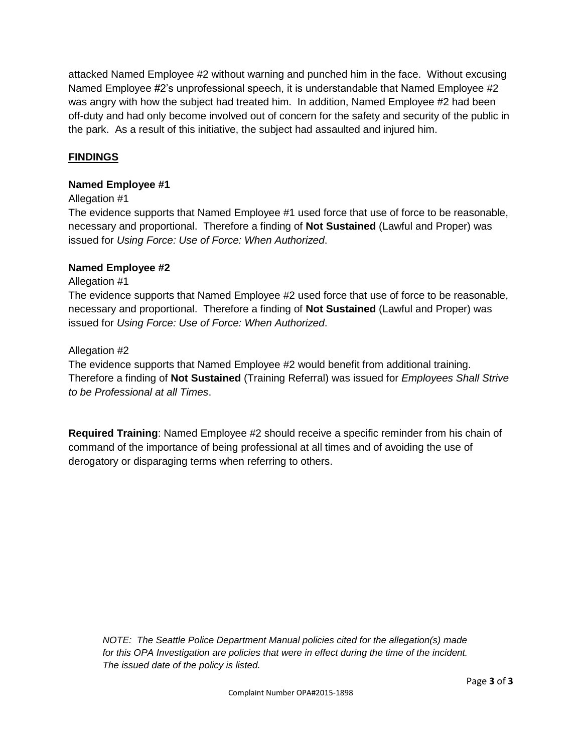attacked Named Employee #2 without warning and punched him in the face. Without excusing Named Employee #2's unprofessional speech, it is understandable that Named Employee #2 was angry with how the subject had treated him. In addition, Named Employee #2 had been off-duty and had only become involved out of concern for the safety and security of the public in the park. As a result of this initiative, the subject had assaulted and injured him.

## FINDINGS

**Named Employee #1**

Allegation #1

The evidence supports that Named Employee #1 used force that use of force to be reasonable, necessary and proportional. Therefore a finding of **Not Sustained** (Lawful and Proper) was issued for *Using Force: Use of Force: When Authorized*.

**Named Employee #2**

Allegation #1

The evidence supports that Named Employee #2 used force that use of force to be reasonable, necessary and proportional. Therefore a finding of **Not Sustained** (Lawful and Proper) was issued for *Using Force: Use of Force: When Authorized*.

Allegation #2

The evidence supports that Named Employee #2 would benefit from additional training. Therefore a finding of **Not Sustained** (Training Referral) was issued for *Employees Shall Strive to be Professional at all Times*.

**Required Training**: Named Employee #2 should receive a specific reminder from his chain of command of the importance of being professional at all times and of avoiding the use of derogatory or disparaging terms when referring to others.

*NOTE: The Seattle Police Department Manual policies cited for the allegation(s) made for this OPA Investigation are policies that were in effect during the time of the incident. The issued date of the policy is listed.*

Complaint Number OPA#2015-1898